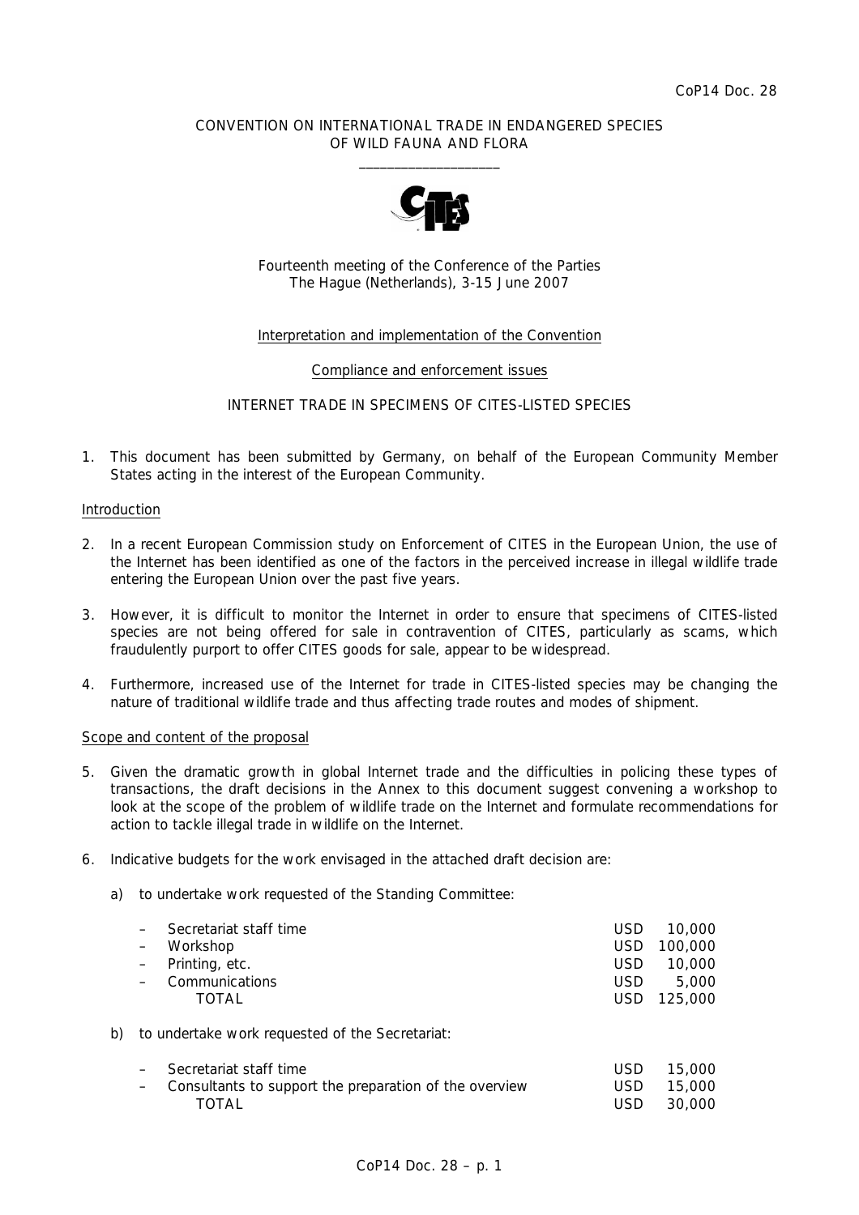CoP14 Doc. 28

CONVENTION ON INTERNATIONAL TRADE IN ENDANGERED SPECIES
OF WILD FAUNA AND FLORA

\_\_\_\_\_\_\_\_\_\_\_\_\_\_\_\_\_\_\_\_

Fourteenth meeting of the Conference of the Parties
The Hague (Netherlands), 3-15 June 2007

Interpretation and implementation of the Convention

Compliance and enforcement issues

INTERNET TRADE IN SPECIMENS OF CITES-LISTED SPECIES

1. This document has been submitted by Germany, on behalf of the European Community Member States acting in the interest of the European Community.

## Introduction

2. In a recent European Commission study on Enforcement of CITES in the European Union, the use of the Internet has been identified as one of the factors in the perceived increase in illegal wildlife trade entering the European Union over the past five years.

3. However, it is difficult to monitor the Internet in order to ensure that specimens of CITES-listed species are not being offered for sale in contravention of CITES, particularly as scams, which fraudulently purport to offer CITES goods for sale, appear to be widespread.

4. Furthermore, increased use of the Internet for trade in CITES-listed species may be changing the nature of traditional wildlife trade and thus affecting trade routes and modes of shipment.

## Scope and content of the proposal

5. Given the dramatic growth in global Internet trade and the difficulties in policing these types of transactions, the draft decisions in the Annex to this document suggest convening a workshop to look at the scope of the problem of wildlife trade on the Internet and formulate recommendations for action to tackle illegal trade in wildlife on the Internet.

6. Indicative budgets for the work envisaged in the attached draft decision are:

   a) to undertake work requested of the Standing Committee:

| | | |
|---|---|---|
| – Secretariat staff time | USD | 10,000 |
| – Workshop | USD | 100,000 |
| – Printing, etc. | USD | 10,000 |
| – Communications | USD | 5,000 |
| TOTAL | USD | 125,000 |

   b) to undertake work requested of the Secretariat:

| | | |
|---|---|---|
| – Secretariat staff time | USD | 15,000 |
| – Consultants to support the preparation of the overview | USD | 15,000 |
| TOTAL | USD | 30,000 |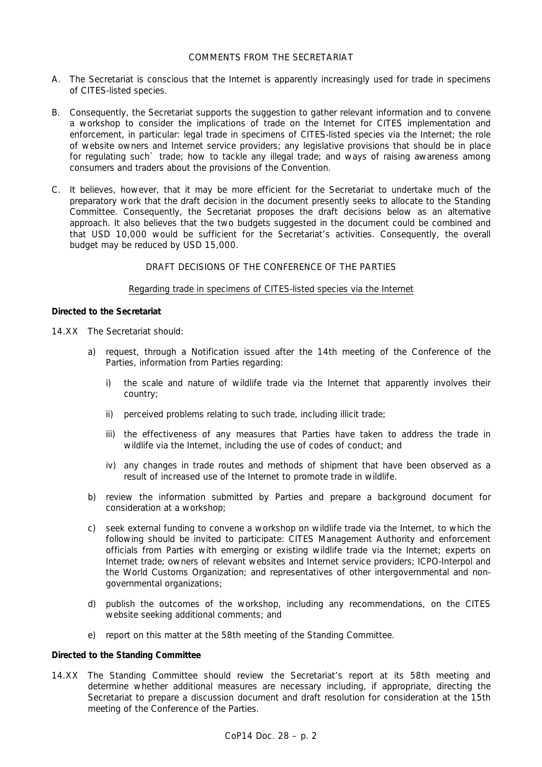COMMENTS FROM THE SECRETARIAT

A. The Secretariat is conscious that the Internet is apparently increasingly used for trade in specimens of CITES-listed species.

B. Consequently, the Secretariat supports the suggestion to gather relevant information and to convene a workshop to consider the implications of trade on the Internet for CITES implementation and enforcement, in particular: legal trade in specimens of CITES-listed species via the Internet; the role of website owners and Internet service providers; any legislative provisions that should be in place for regulating such` trade; how to tackle any illegal trade; and ways of raising awareness among consumers and traders about the provisions of the Convention.

C. It believes, however, that it may be more efficient for the Secretariat to undertake much of the preparatory work that the draft decision in the document presently seeks to allocate to the Standing Committee. Consequently, the Secretariat proposes the draft decisions below as an alternative approach. It also believes that the two budgets suggested in the document could be combined and that USD 10,000 would be sufficient for the Secretariat's activities. Consequently, the overall budget may be reduced by USD 15,000.

DRAFT DECISIONS OF THE CONFERENCE OF THE PARTIES

Regarding trade in specimens of CITES-listed species via the Internet

**Directed to the Secretariat**

14.XX The Secretariat should:

a) request, through a Notification issued after the 14th meeting of the Conference of the Parties, information from Parties regarding:

   i) the scale and nature of wildlife trade via the Internet that apparently involves their country;

   ii) perceived problems relating to such trade, including illicit trade;

   iii) the effectiveness of any measures that Parties have taken to address the trade in wildlife via the Internet, including the use of codes of conduct; and

   iv) any changes in trade routes and methods of shipment that have been observed as a result of increased use of the Internet to promote trade in wildlife.

b) review the information submitted by Parties and prepare a background document for consideration at a workshop;

c) seek external funding to convene a workshop on wildlife trade via the Internet, to which the following should be invited to participate: CITES Management Authority and enforcement officials from Parties with emerging or existing wildlife trade via the Internet; experts on Internet trade; owners of relevant websites and Internet service providers; ICPO-Interpol and the World Customs Organization; and representatives of other intergovernmental and non-governmental organizations;

d) publish the outcomes of the workshop, including any recommendations, on the CITES website seeking additional comments; and

e) report on this matter at the 58th meeting of the Standing Committee.

**Directed to the Standing Committee**

14.XX The Standing Committee should review the Secretariat's report at its 58th meeting and determine whether additional measures are necessary including, if appropriate, directing the Secretariat to prepare a discussion document and draft resolution for consideration at the 15th meeting of the Conference of the Parties.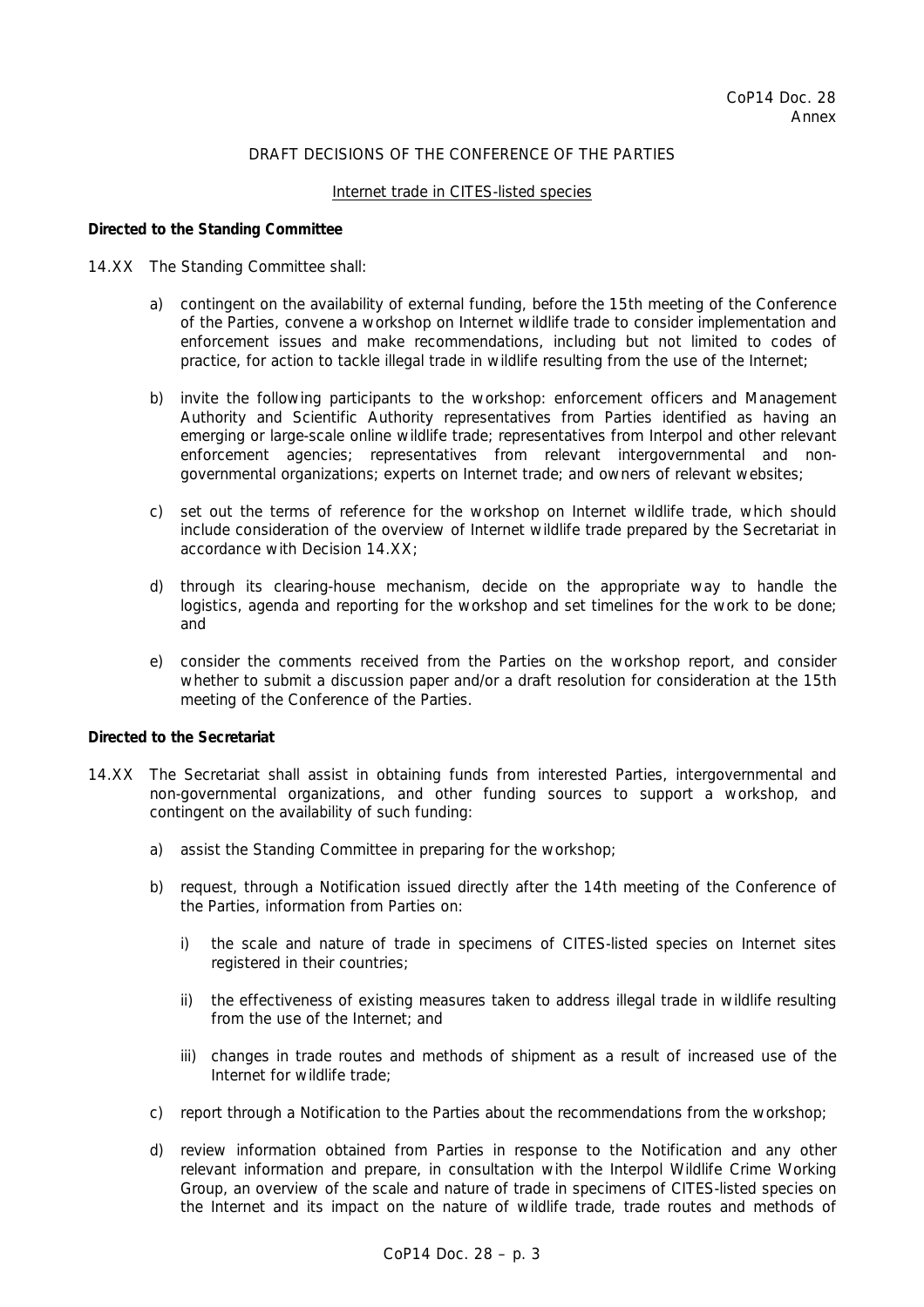CoP14 Doc. 28
Annex

DRAFT DECISIONS OF THE CONFERENCE OF THE PARTIES

Internet trade in CITES-listed species

**Directed to the Standing Committee**

14.XX The Standing Committee shall:

a) contingent on the availability of external funding, before the 15th meeting of the Conference of the Parties, convene a workshop on Internet wildlife trade to consider implementation and enforcement issues and make recommendations, including but not limited to codes of practice, for action to tackle illegal trade in wildlife resulting from the use of the Internet;

b) invite the following participants to the workshop: enforcement officers and Management Authority and Scientific Authority representatives from Parties identified as having an emerging or large-scale online wildlife trade; representatives from Interpol and other relevant enforcement agencies; representatives from relevant intergovernmental and non-governmental organizations; experts on Internet trade; and owners of relevant websites;

c) set out the terms of reference for the workshop on Internet wildlife trade, which should include consideration of the overview of Internet wildlife trade prepared by the Secretariat in accordance with Decision 14.XX;

d) through its clearing-house mechanism, decide on the appropriate way to handle the logistics, agenda and reporting for the workshop and set timelines for the work to be done; and

e) consider the comments received from the Parties on the workshop report, and consider whether to submit a discussion paper and/or a draft resolution for consideration at the 15th meeting of the Conference of the Parties.

**Directed to the Secretariat**

14.XX The Secretariat shall assist in obtaining funds from interested Parties, intergovernmental and non-governmental organizations, and other funding sources to support a workshop, and contingent on the availability of such funding:

a) assist the Standing Committee in preparing for the workshop;

b) request, through a Notification issued directly after the 14th meeting of the Conference of the Parties, information from Parties on:

   i) the scale and nature of trade in specimens of CITES-listed species on Internet sites registered in their countries;

   ii) the effectiveness of existing measures taken to address illegal trade in wildlife resulting from the use of the Internet; and

   iii) changes in trade routes and methods of shipment as a result of increased use of the Internet for wildlife trade;

c) report through a Notification to the Parties about the recommendations from the workshop;

d) review information obtained from Parties in response to the Notification and any other relevant information and prepare, in consultation with the Interpol Wildlife Crime Working Group, an overview of the scale and nature of trade in specimens of CITES-listed species on the Internet and its impact on the nature of wildlife trade, trade routes and methods of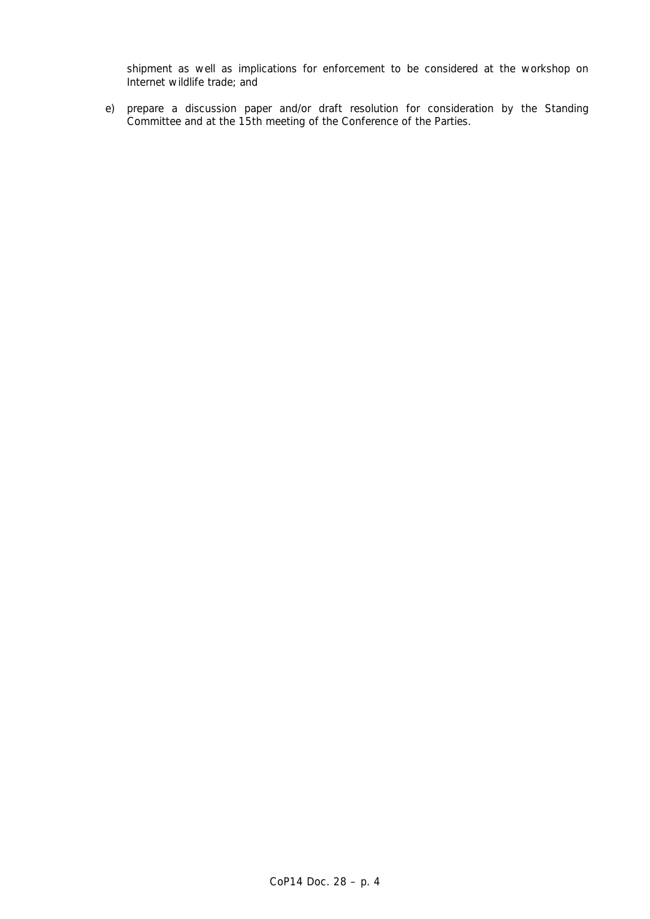shipment as well as implications for enforcement to be considered at the workshop on Internet wildlife trade; and

e) prepare a discussion paper and/or draft resolution for consideration by the Standing Committee and at the 15th meeting of the Conference of the Parties.